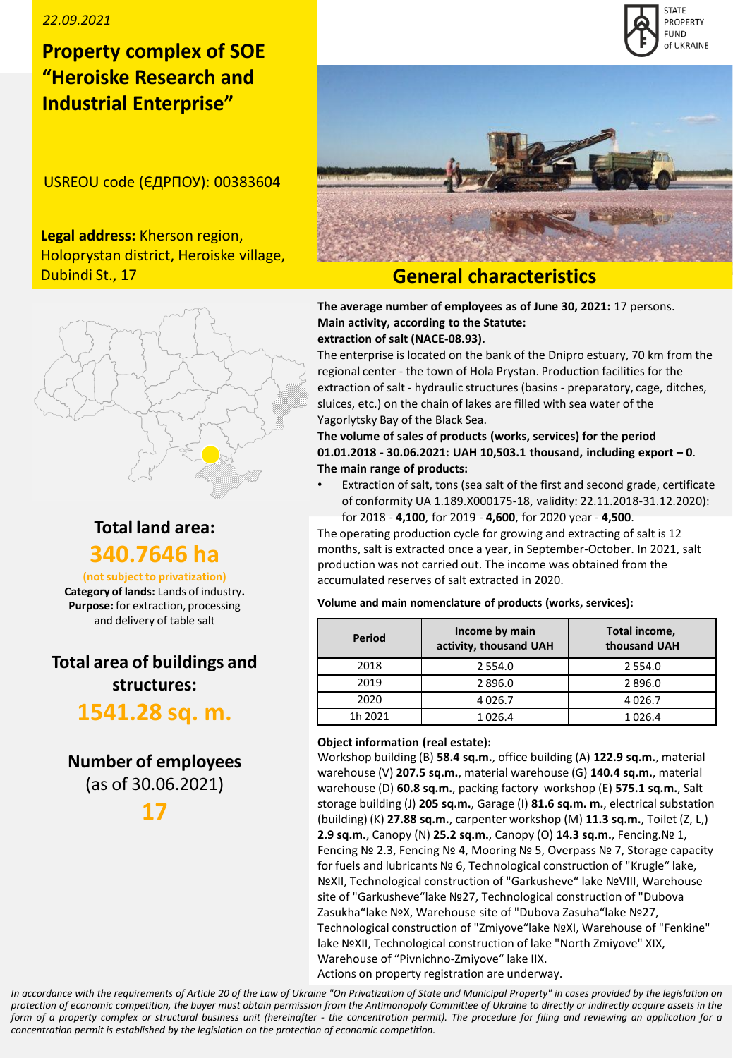22.09.2021

# Property complex of SOE "Heroiske Research and Industrial Enterprise"

USREOU code (ЄДРПОУ): 00383604

**Legal address:** Kherson region, Holoprystan district, Heroiske village, Dubindi St., 17

STATE PROPERTY FUND of UKRAINE

## Total land area:

## 340.7646 ha

**(not subject to privatization)**

**Category of lands:** Lands of industry**.**
**Purpose:** for extraction, processing and delivery of table salt

## Total area of buildings and structures:

## 1541.28 sq. m.

## Number of employees (as of 30.06.2021)

## 17

## General characteristics

**The average number of employees as of June 30, 2021:** 17 persons.
**Main activity, according to the Statute:**
**extraction of salt (NACE-08.93).**

The enterprise is located on the bank of the Dnipro estuary, 70 km from the regional center - the town of Hola Prystan. Production facilities for the extraction of salt - hydraulic structures (basins - preparatory, cage, ditches, sluices, etc.) on the chain of lakes are filled with sea water of the Yagorlytsky Bay of the Black Sea.

**The volume of sales of products (works, services) for the period 01.01.2018 - 30.06.2021: UAH 10,503.1 thousand, including export – 0**.

**The main range of products:**

- Extraction of salt, tons (sea salt of the first and second grade, certificate of conformity UA 1.189.X000175-18, validity: 22.11.2018-31.12.2020): for 2018 - **4,100**, for 2019 - **4,600**, for 2020 year - **4,500**.

The operating production cycle for growing and extracting of salt is 12 months, salt is extracted once a year, in September-October. In 2021, salt production was not carried out. The income was obtained from the accumulated reserves of salt extracted in 2020.

**Volume and main nomenclature of products (works, services):**

| Period | Income by main activity, thousand UAH | Total income, thousand UAH |
|---|---|---|
| 2018 | 2 554.0 | 2 554.0 |
| 2019 | 2 896.0 | 2 896.0 |
| 2020 | 4 026.7 | 4 026.7 |
| 1h 2021 | 1 026.4 | 1 026.4 |

**Object information (real estate):**

Workshop building (B) **58.4 sq.m.**, office building (A) **122.9 sq.m.**, material warehouse (V) **207.5 sq.m.**, material warehouse (G) **140.4 sq.m.**, material warehouse (D) **60.8 sq.m.**, packing factory workshop (E) **575.1 sq.m.**, Salt storage building (J) **205 sq.m.**, Garage (I) **81.6 sq.m. m.**, electrical substation (building) (K) **27.88 sq.m.**, carpenter workshop (M) **11.3 sq.m.**, Toilet (Z, L,) **2.9 sq.m.**, Canopy (N) **25.2 sq.m.**, Canopy (O) **14.3 sq.m.**, Fencing.№ 1, Fencing № 2.3, Fencing № 4, Mooring № 5, Overpass № 7, Storage capacity for fuels and lubricants № 6, Technological construction of "Krugle" lake, №XII, Technological construction of "Garkusheve" lake №VIII, Warehouse site of "Garkusheve"lake №27, Technological construction of "Dubova Zasukha"lake №X, Warehouse site of "Dubova Zasuha"lake №27, Technological construction of "Zmiyove"lake №XI, Warehouse of "Fenkine" lake №XII, Technological construction of lake "North Zmiyove" XIX, Warehouse of "Pivnichno-Zmiyove" lake IIX.
Actions on property registration are underway.

*In accordance with the requirements of Article 20 of the Law of Ukraine "On Privatization of State and Municipal Property" in cases provided by the legislation on protection of economic competition, the buyer must obtain permission from the Antimonopoly Committee of Ukraine to directly or indirectly acquire assets in the form of a property complex or structural business unit (hereinafter - the concentration permit). The procedure for filing and reviewing an application for a concentration permit is established by the legislation on the protection of economic competition.*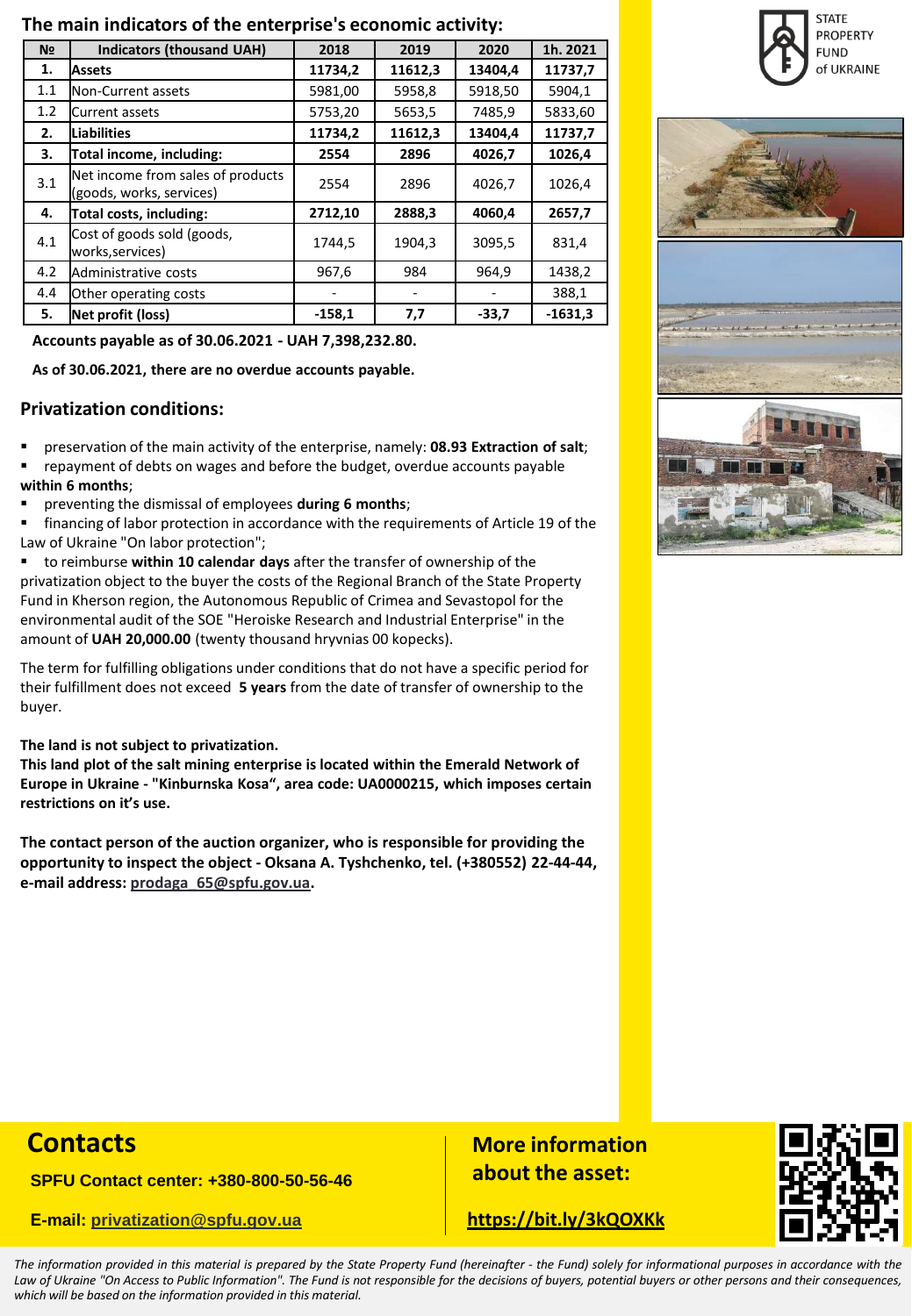## The main indicators of the enterprise's economic activity:

| № | Indicators (thousand UAH) | 2018 | 2019 | 2020 | 1h. 2021 |
|---|---|---|---|---|---|
| **1.** | **Assets** | **11734,2** | **11612,3** | **13404,4** | **11737,7** |
| 1.1 | Non-Current assets | 5981,00 | 5958,8 | 5918,50 | 5904,1 |
| 1.2 | Current assets | 5753,20 | 5653,5 | 7485,9 | 5833,60 |
| **2.** | **Liabilities** | **11734,2** | **11612,3** | **13404,4** | **11737,7** |
| **3.** | **Total income, including:** | **2554** | **2896** | **4026,7** | **1026,4** |
| 3.1 | Net income from sales of products (goods, works, services) | 2554 | 2896 | 4026,7 | 1026,4 |
| **4.** | **Total costs, including:** | **2712,10** | **2888,3** | **4060,4** | **2657,7** |
| 4.1 | Cost of goods sold (goods, works,services) | 1744,5 | 1904,3 | 3095,5 | 831,4 |
| 4.2 | Administrative costs | 967,6 | 984 | 964,9 | 1438,2 |
| 4.4 | Other operating costs | - | - | - | 388,1 |
| **5.** | **Net profit (loss)** | **-158,1** | **7,7** | **-33,7** | **-1631,3** |

**Accounts payable as of 30.06.2021 - UAH 7,398,232.80.**

**As of 30.06.2021, there are no overdue accounts payable.**

## Privatization conditions:

- preservation of the main activity of the enterprise, namely: **08.93 Extraction of salt**;
- repayment of debts on wages and before the budget, overdue accounts payable **within 6 months**;
- preventing the dismissal of employees **during 6 months**;
- financing of labor protection in accordance with the requirements of Article 19 of the Law of Ukraine "On labor protection";
- to reimburse **within 10 calendar days** after the transfer of ownership of the privatization object to the buyer the costs of the Regional Branch of the State Property Fund in Kherson region, the Autonomous Republic of Crimea and Sevastopol for the environmental audit of the SOE "Heroiske Research and Industrial Enterprise" in the amount of **UAH 20,000.00** (twenty thousand hryvnias 00 kopecks).

The term for fulfilling obligations under conditions that do not have a specific period for their fulfillment does not exceed **5 years** from the date of transfer of ownership to the buyer.

**The land is not subject to privatization.**

**This land plot of the salt mining enterprise is located within the Emerald Network of Europe in Ukraine - "Kinburnska Kosa", area code: UA0000215, which imposes certain restrictions on it's use.**

**The contact person of the auction organizer, who is responsible for providing the opportunity to inspect the object - Oksana A. Tyshchenko, tel. (+380552) 22-44-44, e-mail address: prodaga_65@spfu.gov.ua.**

STATE PROPERTY FUND of UKRAINE

## Contacts

**SPFU Contact center: +380-800-50-56-46**

**E-mail: privatization@spfu.gov.ua**

**More information about the asset:**

**https://bit.ly/3kQOXKk**

*The information provided in this material is prepared by the State Property Fund (hereinafter - the Fund) solely for informational purposes in accordance with the Law of Ukraine "On Access to Public Information". The Fund is not responsible for the decisions of buyers, potential buyers or other persons and their consequences, which will be based on the information provided in this material.*